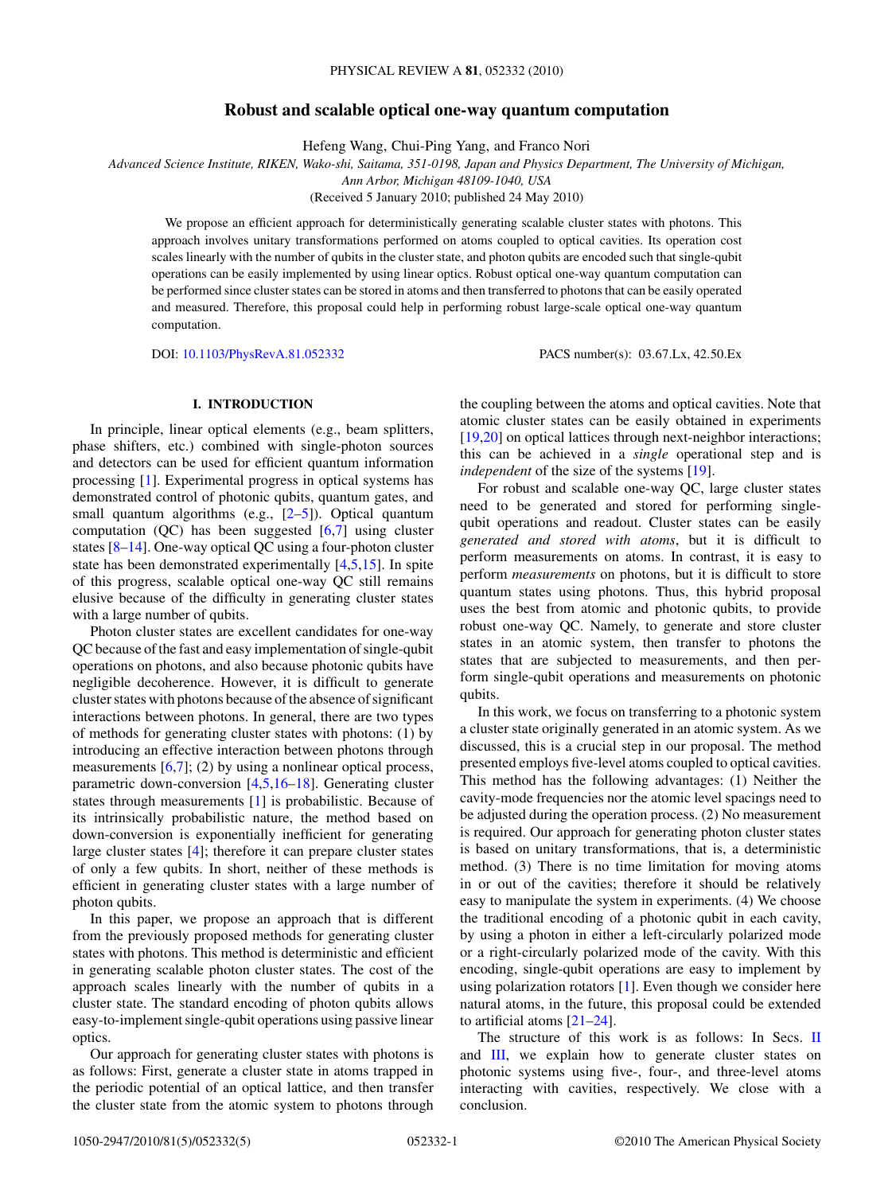# Robust and scalable optical one-way quantum computation

Hefeng Wang, Chui-Ping Yang, and Franco Nori

*Advanced Science Institute, RIKEN, Wako-shi, Saitama, 351-0198, Japan and Physics Department, The University of Michigan, Ann Arbor, Michigan 48109-1040, USA*

(Received 5 January 2010; published 24 May 2010)

We propose an efficient approach for deterministically generating scalable cluster states with photons. This approach involves unitary transformations performed on atoms coupled to optical cavities. Its operation cost scales linearly with the number of qubits in the cluster state, and photon qubits are encoded such that single-qubit operations can be easily implemented by using linear optics. Robust optical one-way quantum computation can be performed since cluster states can be stored in atoms and then transferred to photons that can be easily operated and measured. Therefore, this proposal could help in performing robust large-scale optical one-way quantum computation.

DOI: 10.1103/PhysRevA.81.052332 PACS number(s): 03.67.Lx, 42.50.Ex

## I. INTRODUCTION

In principle, linear optical elements (e.g., beam splitters, phase shifters, etc.) combined with single-photon sources and detectors can be used for efficient quantum information processing [1]. Experimental progress in optical systems has demonstrated control of photonic qubits, quantum gates, and small quantum algorithms (e.g., [2–5]). Optical quantum computation (QC) has been suggested [6,7] using cluster states [8–14]. One-way optical QC using a four-photon cluster state has been demonstrated experimentally [4,5,15]. In spite of this progress, scalable optical one-way QC still remains elusive because of the difficulty in generating cluster states with a large number of qubits.

Photon cluster states are excellent candidates for one-way QC because of the fast and easy implementation of single-qubit operations on photons, and also because photonic qubits have negligible decoherence. However, it is difficult to generate cluster states with photons because of the absence of significant interactions between photons. In general, there are two types of methods for generating cluster states with photons: (1) by introducing an effective interaction between photons through measurements [6,7]; (2) by using a nonlinear optical process, parametric down-conversion [4,5,16–18]. Generating cluster states through measurements [1] is probabilistic. Because of its intrinsically probabilistic nature, the method based on down-conversion is exponentially inefficient for generating large cluster states [4]; therefore it can prepare cluster states of only a few qubits. In short, neither of these methods is efficient in generating cluster states with a large number of photon qubits.

In this paper, we propose an approach that is different from the previously proposed methods for generating cluster states with photons. This method is deterministic and efficient in generating scalable photon cluster states. The cost of the approach scales linearly with the number of qubits in a cluster state. The standard encoding of photon qubits allows easy-to-implement single-qubit operations using passive linear optics.

Our approach for generating cluster states with photons is as follows: First, generate a cluster state in atoms trapped in the periodic potential of an optical lattice, and then transfer the cluster state from the atomic system to photons through the coupling between the atoms and optical cavities. Note that atomic cluster states can be easily obtained in experiments [19,20] on optical lattices through next-neighbor interactions; this can be achieved in a *single* operational step and is *independent* of the size of the systems [19].

For robust and scalable one-way QC, large cluster states need to be generated and stored for performing single-qubit operations and readout. Cluster states can be easily *generated and stored with atoms*, but it is difficult to perform measurements on atoms. In contrast, it is easy to perform *measurements* on photons, but it is difficult to store quantum states using photons. Thus, this hybrid proposal uses the best from atomic and photonic qubits, to provide robust one-way QC. Namely, to generate and store cluster states in an atomic system, then transfer to photons the states that are subjected to measurements, and then perform single-qubit operations and measurements on photonic qubits.

In this work, we focus on transferring to a photonic system a cluster state originally generated in an atomic system. As we discussed, this is a crucial step in our proposal. The method presented employs five-level atoms coupled to optical cavities. This method has the following advantages: (1) Neither the cavity-mode frequencies nor the atomic level spacings need to be adjusted during the operation process. (2) No measurement is required. Our approach for generating photon cluster states is based on unitary transformations, that is, a deterministic method. (3) There is no time limitation for moving atoms in or out of the cavities; therefore it should be relatively easy to manipulate the system in experiments. (4) We choose the traditional encoding of a photonic qubit in each cavity, by using a photon in either a left-circularly polarized mode or a right-circularly polarized mode of the cavity. With this encoding, single-qubit operations are easy to implement by using polarization rotators [1]. Even though we consider here natural atoms, in the future, this proposal could be extended to artificial atoms [21–24].

The structure of this work is as follows: In Secs. II and III, we explain how to generate cluster states on photonic systems using five-, four-, and three-level atoms interacting with cavities. We close with a conclusion.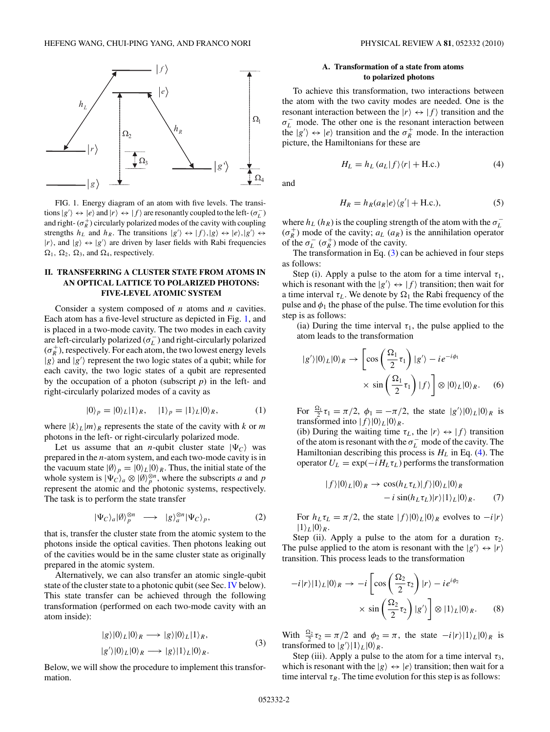FIG. 1. Energy diagram of an atom with five levels. The transitions $|g'\rangle \leftrightarrow |e\rangle$ and $|r\rangle \leftrightarrow |f\rangle$ are resonantly coupled to the left- ($\sigma_L^-$) and right- ($\sigma_R^+$) circularly polarized modes of the cavity with coupling strengths $h_L$ and $h_R$. The transitions $|g'\rangle \leftrightarrow |f\rangle, |g\rangle \leftrightarrow |e\rangle, |g'\rangle \leftrightarrow |r\rangle$, and $|g\rangle \leftrightarrow |g'\rangle$ are driven by laser fields with Rabi frequencies $\Omega_1$, $\Omega_2$, $\Omega_3$, and $\Omega_4$, respectively.

## II. TRANSFERRING A CLUSTER STATE FROM ATOMS IN AN OPTICAL LATTICE TO POLARIZED PHOTONS: FIVE-LEVEL ATOMIC SYSTEM

Consider a system composed of $n$ atoms and $n$ cavities. Each atom has a five-level structure as depicted in Fig. 1, and is placed in a two-mode cavity. The two modes in each cavity are left-circularly polarized ($\sigma_L^-$) and right-circularly polarized ($\sigma_R^+$), respectively. For each atom, the two lowest energy levels $|g\rangle$ and $|g'\rangle$ represent the two logic states of a qubit; while for each cavity, the two logic states of a qubit are represented by the occupation of a photon (subscript $p$) in the left- and right-circularly polarized modes of a cavity as

$$|0\rangle_p = |0\rangle_L|1\rangle_R, \quad |1\rangle_p = |1\rangle_L|0\rangle_R, \tag{1}$$

where $|k\rangle_L|m\rangle_R$ represents the state of the cavity with $k$ or $m$ photons in the left- or right-circularly polarized mode.

Let us assume that an $n$-qubit cluster state $|\Psi_C\rangle$ was prepared in the $n$-atom system, and each two-mode cavity is in the vacuum state $|\emptyset\rangle_p = |0\rangle_L|0\rangle_R$. Thus, the initial state of the whole system is $|\Psi_C\rangle_a \otimes |\emptyset\rangle_p^{\otimes n}$, where the subscripts $a$ and $p$ represent the atomic and the photonic systems, respectively. The task is to perform the state transfer

$$|\Psi_C\rangle_a|\emptyset\rangle_p^{\otimes n} \longrightarrow |g\rangle_a^{\otimes n}|\Psi_C\rangle_p, \tag{2}$$

that is, transfer the cluster state from the atomic system to the photons inside the optical cavities. Then photons leaking out of the cavities would be in the same cluster state as originally prepared in the atomic system.

Alternatively, we can also transfer an atomic single-qubit state of the cluster state to a photonic qubit (see Sec. IV below). This state transfer can be achieved through the following transformation (performed on each two-mode cavity with an atom inside):

$$\begin{aligned} |g\rangle|0\rangle_L|0\rangle_R &\longrightarrow |g\rangle|0\rangle_L|1\rangle_R, \\ |g'\rangle|0\rangle_L|0\rangle_R &\longrightarrow |g\rangle|1\rangle_L|0\rangle_R. \end{aligned} \tag{3}$$

Below, we will show the procedure to implement this transformation.

### A. Transformation of a state from atoms to polarized photons

To achieve this transformation, two interactions between the atom with the two cavity modes are needed. One is the resonant interaction between the $|r\rangle \leftrightarrow |f\rangle$ transition and the $\sigma_L^-$ mode. The other one is the resonant interaction between the $|g'\rangle \leftrightarrow |e\rangle$ transition and the $\sigma_R^+$ mode. In the interaction picture, the Hamiltonians for these are

$$H_L = h_L\,(a_L|f\rangle\langle r| + \text{H.c.}) \tag{4}$$

and

$$H_R = h_R(a_R|e\rangle\langle g'| + \text{H.c.}), \tag{5}$$

where $h_L$ ($h_R$) is the coupling strength of the atom with the $\sigma_L^-$ ($\sigma_R^+$) mode of the cavity; $a_L$ ($a_R$) is the annihilation operator of the $\sigma_L^-$ ($\sigma_R^+$) mode of the cavity.

The transformation in Eq. (3) can be achieved in four steps as follows:

Step (i). Apply a pulse to the atom for a time interval $\tau_1$, which is resonant with the $|g'\rangle \leftrightarrow |f\rangle$ transition; then wait for a time interval $\tau_L$. We denote by $\Omega_1$ the Rabi frequency of the pulse and $\phi_1$ the phase of the pulse. The time evolution for this step is as follows:

(ia) During the time interval $\tau_1$, the pulse applied to the atom leads to the transformation

$$|g'\rangle|0\rangle_L|0\rangle_R \rightarrow \left[\cos\left(\frac{\Omega_1}{2}\tau_1\right)|g'\rangle - ie^{-i\phi_1} \times \sin\left(\frac{\Omega_1}{2}\tau_1\right)|f\rangle\right] \otimes |0\rangle_L|0\rangle_R. \tag{6}$$

For $\frac{\Omega_1}{2}\tau_1 = \pi/2$, $\phi_1 = -\pi/2$, the state $|g'\rangle|0\rangle_L|0\rangle_R$ is transformed into $|f\rangle|0\rangle_L|0\rangle_R$.

(ib) During the waiting time $\tau_L$, the $|r\rangle \leftrightarrow |f\rangle$ transition of the atom is resonant with the $\sigma_L^-$ mode of the cavity. The Hamiltonian describing this process is $H_L$ in Eq. (4). The operator $U_L = \exp(-iH_L\tau_L)$ performs the transformation

$$\begin{aligned} |f\rangle|0\rangle_L|0\rangle_R \rightarrow &\cos(h_L\tau_L)|f\rangle|0\rangle_L|0\rangle_R \\ &- i\sin(h_L\tau_L)|r\rangle|1\rangle_L|0\rangle_R. \end{aligned} \tag{7}$$

For $h_L\tau_L = \pi/2$, the state $|f\rangle|0\rangle_L|0\rangle_R$ evolves to $-i|r\rangle|1\rangle_L|0\rangle_R$.

Step (ii). Apply a pulse to the atom for a duration $\tau_2$. The pulse applied to the atom is resonant with the $|g'\rangle \leftrightarrow |r\rangle$ transition. This process leads to the transformation

$$-i|r\rangle|1\rangle_L|0\rangle_R \rightarrow -i\left[\cos\left(\frac{\Omega_2}{2}\tau_2\right)|r\rangle - ie^{i\phi_2} \times \sin\left(\frac{\Omega_2}{2}\tau_2\right)|g'\rangle\right] \otimes |1\rangle_L|0\rangle_R. \tag{8}$$

With $\frac{\Omega_2}{2}\tau_2 = \pi/2$ and $\phi_2 = \pi$, the state $-i|r\rangle|1\rangle_L|0\rangle_R$ is transformed to $|g'\rangle|1\rangle_L|0\rangle_R$.

Step (iii). Apply a pulse to the atom for a time interval $\tau_3$, which is resonant with the $|g\rangle \leftrightarrow |e\rangle$ transition; then wait for a time interval $\tau_R$. The time evolution for this step is as follows: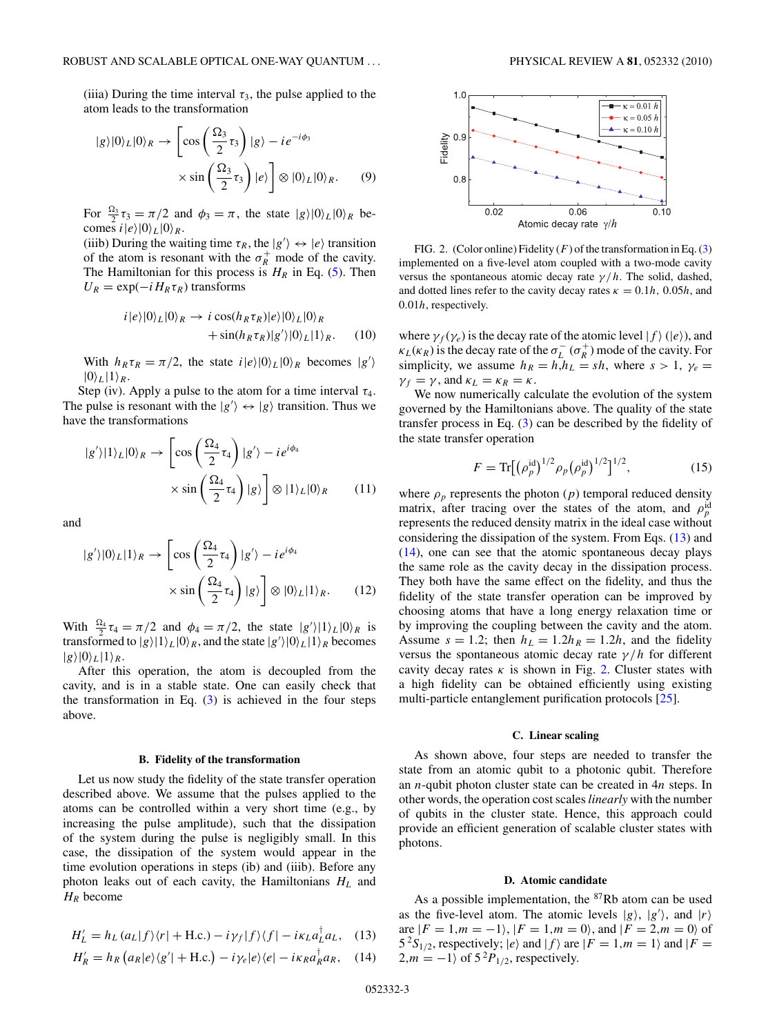(iiia) During the time interval $\tau_3$, the pulse applied to the atom leads to the transformation

$$|g\rangle|0\rangle_L|0\rangle_R \rightarrow \left[\cos\left(\frac{\Omega_3}{2}\tau_3\right)|g\rangle - ie^{-i\phi_3} \times \sin\left(\frac{\Omega_3}{2}\tau_3\right)|e\rangle\right] \otimes |0\rangle_L|0\rangle_R. \quad (9)$$

For $\frac{\Omega_3}{2}\tau_3 = \pi/2$ and $\phi_3 = \pi$, the state $|g\rangle|0\rangle_L|0\rangle_R$ becomes $i|e\rangle|0\rangle_L|0\rangle_R$.

(iiib) During the waiting time $\tau_R$, the $|g'\rangle \leftrightarrow |e\rangle$ transition of the atom is resonant with the $\sigma_R^+$ mode of the cavity. The Hamiltonian for this process is $H_R$ in Eq. (5). Then $U_R = \exp(-iH_R\tau_R)$ transforms

$$i|e\rangle|0\rangle_L|0\rangle_R \rightarrow i\cos(h_R\tau_R)|e\rangle|0\rangle_L|0\rangle_R + \sin(h_R\tau_R)|g'\rangle|0\rangle_L|1\rangle_R. \quad (10)$$

With $h_R\tau_R = \pi/2$, the state $i|e\rangle|0\rangle_L|0\rangle_R$ becomes $|g'\rangle|0\rangle_L|1\rangle_R$.

Step (iv). Apply a pulse to the atom for a time interval $\tau_4$. The pulse is resonant with the $|g'\rangle \leftrightarrow |g\rangle$ transition. Thus we have the transformations

$$|g'\rangle|1\rangle_L|0\rangle_R \rightarrow \left[\cos\left(\frac{\Omega_4}{2}\tau_4\right)|g'\rangle - ie^{i\phi_4} \times \sin\left(\frac{\Omega_4}{2}\tau_4\right)|g\rangle\right] \otimes |1\rangle_L|0\rangle_R \quad (11)$$

and

$$|g'\rangle|0\rangle_L|1\rangle_R \rightarrow \left[\cos\left(\frac{\Omega_4}{2}\tau_4\right)|g'\rangle - ie^{i\phi_4} \times \sin\left(\frac{\Omega_4}{2}\tau_4\right)|g\rangle\right] \otimes |0\rangle_L|1\rangle_R. \quad (12)$$

With $\frac{\Omega_4}{2}\tau_4 = \pi/2$ and $\phi_4 = \pi/2$, the state $|g'\rangle|1\rangle_L|0\rangle_R$ is transformed to $|g\rangle|1\rangle_L|0\rangle_R$, and the state $|g'\rangle|0\rangle_L|1\rangle_R$ becomes $|g\rangle|0\rangle_L|1\rangle_R$.

After this operation, the atom is decoupled from the cavity, and is in a stable state. One can easily check that the transformation in Eq. (3) is achieved in the four steps above.

### B. Fidelity of the transformation

Let us now study the fidelity of the state transfer operation described above. We assume that the pulses applied to the atoms can be controlled within a very short time (e.g., by increasing the pulse amplitude), such that the dissipation of the system during the pulse is negligibly small. In this case, the dissipation of the system would appear in the time evolution operations in steps (ib) and (iiib). Before any photon leaks out of each cavity, the Hamiltonians $H_L$ and $H_R$ become

$$H_L' = h_L\left(a_L|f\rangle\langle r| + \text{H.c.}\right) - i\gamma_f|f\rangle\langle f| - i\kappa_L a_L^\dagger a_L, \quad (13)$$

$$H_R' = h_R\left(a_R|e\rangle\langle g'| + \text{H.c.}\right) - i\gamma_e|e\rangle\langle e| - i\kappa_R a_R^\dagger a_R, \quad (14)$$

where $\gamma_f(\gamma_e)$ is the decay rate of the atomic level $|f\rangle$ ($|e\rangle$), and $\kappa_L(\kappa_R)$ is the decay rate of the $\sigma_L^-$ ($\sigma_R^+$) mode of the cavity. For simplicity, we assume $h_R = h, h_L = sh$, where $s > 1$, $\gamma_e = \gamma_f = \gamma$, and $\kappa_L = \kappa_R = \kappa$.

We now numerically calculate the evolution of the system governed by the Hamiltonians above. The quality of the state transfer process in Eq. (3) can be described by the fidelity of the state transfer operation

$$F = \mathrm{Tr}\left[\left(\rho_p^{\text{id}}\right)^{1/2}\rho_p\left(\rho_p^{\text{id}}\right)^{1/2}\right]^{1/2}, \quad (15)$$

where $\rho_p$ represents the photon ($p$) temporal reduced density matrix, after tracing over the states of the atom, and $\rho_p^{\text{id}}$ represents the reduced density matrix in the ideal case without considering the dissipation of the system. From Eqs. (13) and (14), one can see that the atomic spontaneous decay plays the same role as the cavity decay in the dissipation process. They both have the same effect on the fidelity, and thus the fidelity of the state transfer operation can be improved by choosing atoms that have a long energy relaxation time or by improving the coupling between the cavity and the atom. Assume $s = 1.2$; then $h_L = 1.2h_R = 1.2h$, and the fidelity versus the spontaneous atomic decay rate $\gamma/h$ for different cavity decay rates $\kappa$ is shown in Fig. 2. Cluster states with a high fidelity can be obtained efficiently using existing multi-particle entanglement purification protocols [25].

FIG. 2. (Color online) Fidelity ($F$) of the transformation in Eq. (3) implemented on a five-level atom coupled with a two-mode cavity versus the spontaneous atomic decay rate $\gamma/h$. The solid, dashed, and dotted lines refer to the cavity decay rates $\kappa = 0.1h$, $0.05h$, and $0.01h$, respectively.

### C. Linear scaling

As shown above, four steps are needed to transfer the state from an atomic qubit to a photonic qubit. Therefore an $n$-qubit photon cluster state can be created in $4n$ steps. In other words, the operation cost scales *linearly* with the number of qubits in the cluster state. Hence, this approach could provide an efficient generation of scalable cluster states with photons.

### D. Atomic candidate

As a possible implementation, the $^{87}$Rb atom can be used as the five-level atom. The atomic levels $|g\rangle$, $|g'\rangle$, and $|r\rangle$ are $|F=1, m=-1\rangle$, $|F=1, m=0\rangle$, and $|F=2, m=0\rangle$ of $5\,^2S_{1/2}$, respectively; $|e\rangle$ and $|f\rangle$ are $|F=1, m=1\rangle$ and $|F=2, m=-1\rangle$ of $5\,^2P_{1/2}$, respectively.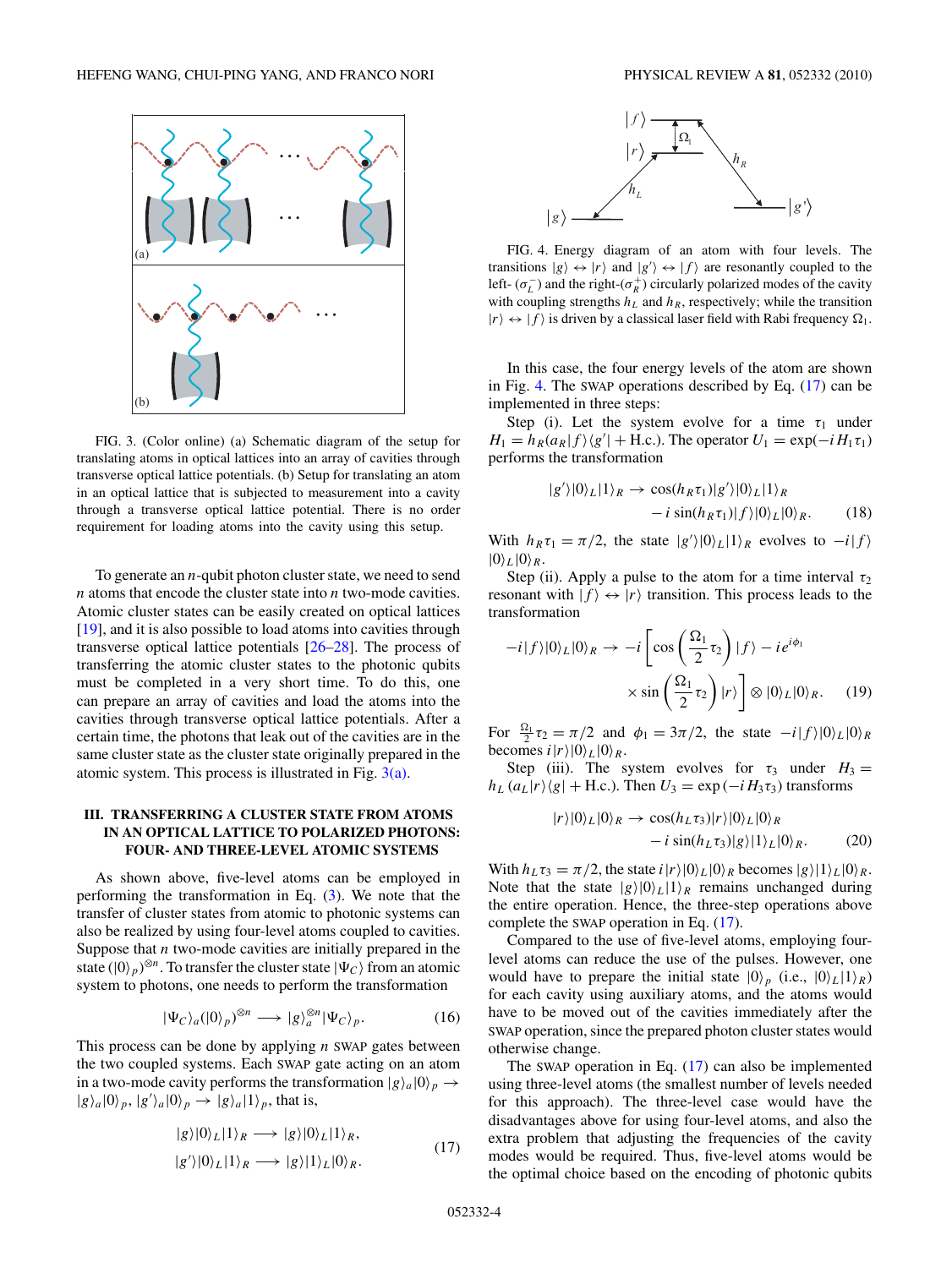FIG. 3. (Color online) (a) Schematic diagram of the setup for translating atoms in optical lattices into an array of cavities through transverse optical lattice potentials. (b) Setup for translating an atom in an optical lattice that is subjected to measurement into a cavity through a transverse optical lattice potential. There is no order requirement for loading atoms into the cavity using this setup.

To generate an $n$-qubit photon cluster state, we need to send $n$ atoms that encode the cluster state into $n$ two-mode cavities. Atomic cluster states can be easily created on optical lattices [19], and it is also possible to load atoms into cavities through transverse optical lattice potentials [26–28]. The process of transferring the atomic cluster states to the photonic qubits must be completed in a very short time. To do this, one can prepare an array of cavities and load the atoms into the cavities through transverse optical lattice potentials. After a certain time, the photons that leak out of the cavities are in the same cluster state as the cluster state originally prepared in the atomic system. This process is illustrated in Fig. 3(a).

## III. TRANSFERRING A CLUSTER STATE FROM ATOMS IN AN OPTICAL LATTICE TO POLARIZED PHOTONS: FOUR- AND THREE-LEVEL ATOMIC SYSTEMS

As shown above, five-level atoms can be employed in performing the transformation in Eq. (3). We note that the transfer of cluster states from atomic to photonic systems can also be realized by using four-level atoms coupled to cavities. Suppose that $n$ two-mode cavities are initially prepared in the state $(|0\rangle_p)^{\otimes n}$. To transfer the cluster state $|\Psi_C\rangle$ from an atomic system to photons, one needs to perform the transformation

$$|\Psi_C\rangle_a(|0\rangle_p)^{\otimes n} \longrightarrow |g\rangle_a^{\otimes n}|\Psi_C\rangle_p. \tag{16}$$

This process can be done by applying $n$ SWAP gates between the two coupled systems. Each SWAP gate acting on an atom in a two-mode cavity performs the transformation $|g\rangle_a|0\rangle_p \rightarrow |g\rangle_a|0\rangle_p$, $|g'\rangle_a|0\rangle_p \rightarrow |g\rangle_a|1\rangle_p$, that is,

$$\begin{aligned} |g\rangle|0\rangle_L|1\rangle_R &\longrightarrow |g\rangle|0\rangle_L|1\rangle_R, \\ |g'\rangle|0\rangle_L|1\rangle_R &\longrightarrow |g\rangle|1\rangle_L|0\rangle_R. \end{aligned} \tag{17}$$

FIG. 4. Energy diagram of an atom with four levels. The transitions $|g\rangle \leftrightarrow |r\rangle$ and $|g'\rangle \leftrightarrow |f\rangle$ are resonantly coupled to the left- $(\sigma_L^-)$ and the right-$(\sigma_R^+)$ circularly polarized modes of the cavity with coupling strengths $h_L$ and $h_R$, respectively; while the transition $|r\rangle \leftrightarrow |f\rangle$ is driven by a classical laser field with Rabi frequency $\Omega_1$.

In this case, the four energy levels of the atom are shown in Fig. 4. The SWAP operations described by Eq. (17) can be implemented in three steps:

Step (i). Let the system evolve for a time $\tau_1$ under $H_1 = h_R(a_R|f\rangle\langle g'| + \text{H.c.})$. The operator $U_1 = \exp(-iH_1\tau_1)$ performs the transformation

$$\begin{aligned} |g'\rangle|0\rangle_L|1\rangle_R \rightarrow\ &\cos(h_R\tau_1)|g'\rangle|0\rangle_L|1\rangle_R \\ &- i\sin(h_R\tau_1)|f\rangle|0\rangle_L|0\rangle_R. \end{aligned} \tag{18}$$

With $h_R\tau_1 = \pi/2$, the state $|g'\rangle|0\rangle_L|1\rangle_R$ evolves to $-i|f\rangle|0\rangle_L|0\rangle_R$.

Step (ii). Apply a pulse to the atom for a time interval $\tau_2$ resonant with $|f\rangle \leftrightarrow |r\rangle$ transition. This process leads to the transformation

$$\begin{aligned} -i|f\rangle|0\rangle_L|0\rangle_R \rightarrow -i\bigg[&\cos\left(\frac{\Omega_1}{2}\tau_2\right)|f\rangle - ie^{i\phi_1} \\ &\times \sin\left(\frac{\Omega_1}{2}\tau_2\right)|r\rangle\bigg] \otimes |0\rangle_L|0\rangle_R. \end{aligned} \tag{19}$$

For $\frac{\Omega_1}{2}\tau_2 = \pi/2$ and $\phi_1 = 3\pi/2$, the state $-i|f\rangle|0\rangle_L|0\rangle_R$ becomes $i|r\rangle|0\rangle_L|0\rangle_R$.

Step (iii). The system evolves for $\tau_3$ under $H_3 = h_L(a_L|r\rangle\langle g| + \text{H.c.})$. Then $U_3 = \exp(-iH_3\tau_3)$ transforms

$$\begin{aligned} |r\rangle|0\rangle_L|0\rangle_R \rightarrow\ &\cos(h_L\tau_3)|r\rangle|0\rangle_L|0\rangle_R \\ &- i\sin(h_L\tau_3)|g\rangle|1\rangle_L|0\rangle_R. \end{aligned} \tag{20}$$

With $h_L\tau_3 = \pi/2$, the state $i|r\rangle|0\rangle_L|0\rangle_R$ becomes $|g\rangle|1\rangle_L|0\rangle_R$. Note that the state $|g\rangle|0\rangle_L|1\rangle_R$ remains unchanged during the entire operation. Hence, the three-step operations above complete the SWAP operation in Eq. (17).

Compared to the use of five-level atoms, employing four-level atoms can reduce the use of the pulses. However, one would have to prepare the initial state $|0\rangle_p$ (i.e., $|0\rangle_L|1\rangle_R$) for each cavity using auxiliary atoms, and the atoms would have to be moved out of the cavities immediately after the SWAP operation, since the prepared photon cluster states would otherwise change.

The SWAP operation in Eq. (17) can also be implemented using three-level atoms (the smallest number of levels needed for this approach). The three-level case would have the disadvantages above for using four-level atoms, and also the extra problem that adjusting the frequencies of the cavity modes would be required. Thus, five-level atoms would be the optimal choice based on the encoding of photonic qubits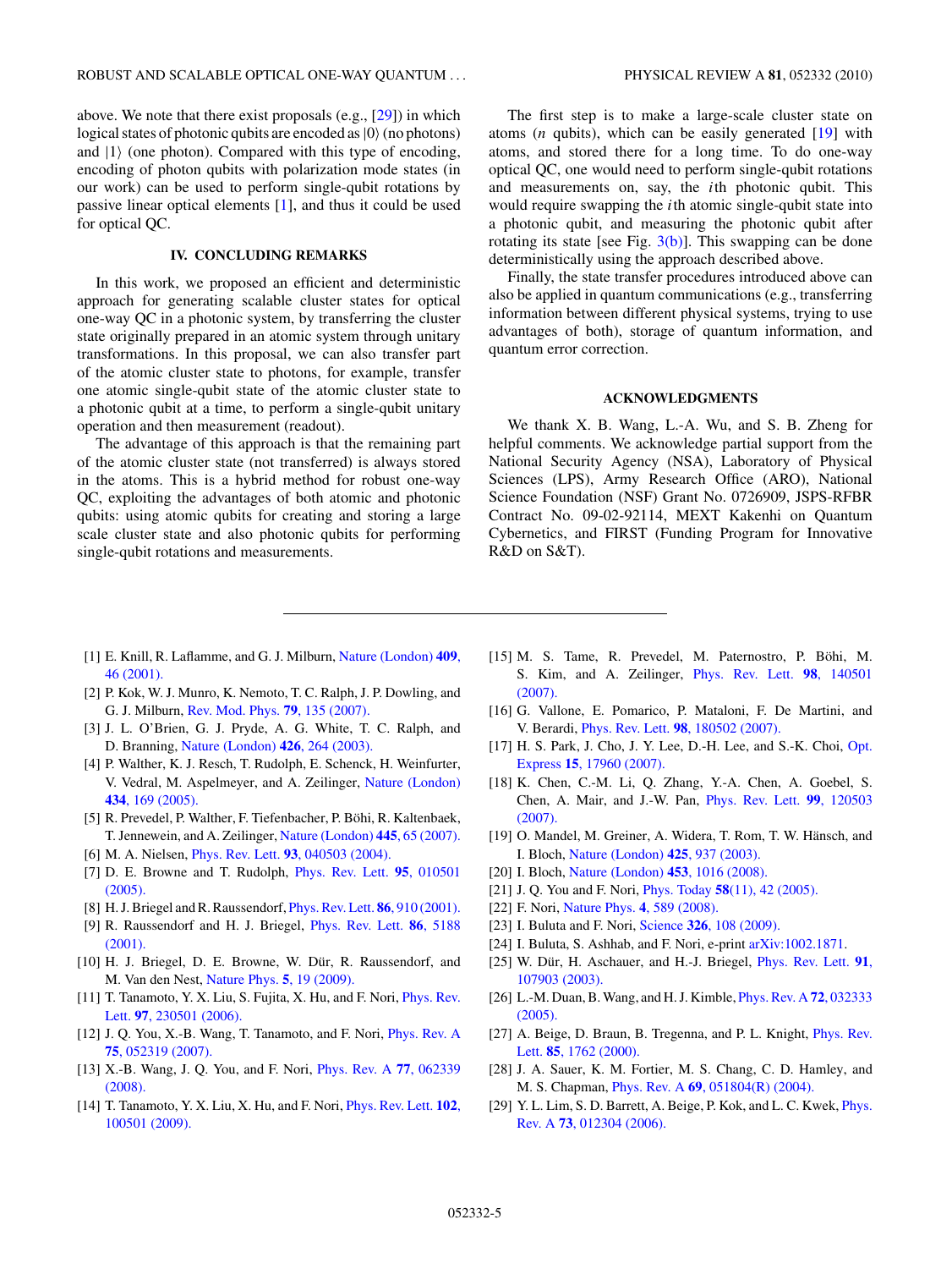above. We note that there exist proposals (e.g., [29]) in which logical states of photonic qubits are encoded as $|0\rangle$ (no photons) and $|1\rangle$ (one photon). Compared with this type of encoding, encoding of photon qubits with polarization mode states (in our work) can be used to perform single-qubit rotations by passive linear optical elements [1], and thus it could be used for optical QC.

## IV. CONCLUDING REMARKS

In this work, we proposed an efficient and deterministic approach for generating scalable cluster states for optical one-way QC in a photonic system, by transferring the cluster state originally prepared in an atomic system through unitary transformations. In this proposal, we can also transfer part of the atomic cluster state to photons, for example, transfer one atomic single-qubit state of the atomic cluster state to a photonic qubit at a time, to perform a single-qubit unitary operation and then measurement (readout).

The advantage of this approach is that the remaining part of the atomic cluster state (not transferred) is always stored in the atoms. This is a hybrid method for robust one-way QC, exploiting the advantages of both atomic and photonic qubits: using atomic qubits for creating and storing a large scale cluster state and also photonic qubits for performing single-qubit rotations and measurements.

The first step is to make a large-scale cluster state on atoms ($n$ qubits), which can be easily generated [19] with atoms, and stored there for a long time. To do one-way optical QC, one would need to perform single-qubit rotations and measurements on, say, the $i$th photonic qubit. This would require swapping the $i$th atomic single-qubit state into a photonic qubit, and measuring the photonic qubit after rotating its state [see Fig. 3(b)]. This swapping can be done deterministically using the approach described above.

Finally, the state transfer procedures introduced above can also be applied in quantum communications (e.g., transferring information between different physical systems, trying to use advantages of both), storage of quantum information, and quantum error correction.

## ACKNOWLEDGMENTS

We thank X. B. Wang, L.-A. Wu, and S. B. Zheng for helpful comments. We acknowledge partial support from the National Security Agency (NSA), Laboratory of Physical Sciences (LPS), Army Research Office (ARO), National Science Foundation (NSF) Grant No. 0726909, JSPS-RFBR Contract No. 09-02-92114, MEXT Kakenhi on Quantum Cybernetics, and FIRST (Funding Program for Innovative R&D on S&T).

---

[1] E. Knill, R. Laflamme, and G. J. Milburn, Nature (London) **409**, 46 (2001).

[2] P. Kok, W. J. Munro, K. Nemoto, T. C. Ralph, J. P. Dowling, and G. J. Milburn, Rev. Mod. Phys. **79**, 135 (2007).

[3] J. L. O'Brien, G. J. Pryde, A. G. White, T. C. Ralph, and D. Branning, Nature (London) **426**, 264 (2003).

[4] P. Walther, K. J. Resch, T. Rudolph, E. Schenck, H. Weinfurter, V. Vedral, M. Aspelmeyer, and A. Zeilinger, Nature (London) **434**, 169 (2005).

[5] R. Prevedel, P. Walther, F. Tiefenbacher, P. Böhi, R. Kaltenbaek, T. Jennewein, and A. Zeilinger, Nature (London) **445**, 65 (2007).

[6] M. A. Nielsen, Phys. Rev. Lett. **93**, 040503 (2004).

[7] D. E. Browne and T. Rudolph, Phys. Rev. Lett. **95**, 010501 (2005).

[8] H. J. Briegel and R. Raussendorf, Phys. Rev. Lett. **86**, 910 (2001).

[9] R. Raussendorf and H. J. Briegel, Phys. Rev. Lett. **86**, 5188 (2001).

[10] H. J. Briegel, D. E. Browne, W. Dür, R. Raussendorf, and M. Van den Nest, Nature Phys. **5**, 19 (2009).

[11] T. Tanamoto, Y. X. Liu, S. Fujita, X. Hu, and F. Nori, Phys. Rev. Lett. **97**, 230501 (2006).

[12] J. Q. You, X.-B. Wang, T. Tanamoto, and F. Nori, Phys. Rev. A **75**, 052319 (2007).

[13] X.-B. Wang, J. Q. You, and F. Nori, Phys. Rev. A **77**, 062339 (2008).

[14] T. Tanamoto, Y. X. Liu, X. Hu, and F. Nori, Phys. Rev. Lett. **102**, 100501 (2009).

[15] M. S. Tame, R. Prevedel, M. Paternostro, P. Böhi, M. S. Kim, and A. Zeilinger, Phys. Rev. Lett. **98**, 140501 (2007).

[16] G. Vallone, E. Pomarico, P. Mataloni, F. De Martini, and V. Berardi, Phys. Rev. Lett. **98**, 180502 (2007).

[17] H. S. Park, J. Cho, J. Y. Lee, D.-H. Lee, and S.-K. Choi, Opt. Express **15**, 17960 (2007).

[18] K. Chen, C.-M. Li, Q. Zhang, Y.-A. Chen, A. Goebel, S. Chen, A. Mair, and J.-W. Pan, Phys. Rev. Lett. **99**, 120503 (2007).

[19] O. Mandel, M. Greiner, A. Widera, T. Rom, T. W. Hänsch, and I. Bloch, Nature (London) **425**, 937 (2003).

[20] I. Bloch, Nature (London) **453**, 1016 (2008).

[21] J. Q. You and F. Nori, Phys. Today **58**(11), 42 (2005).

[22] F. Nori, Nature Phys. **4**, 589 (2008).

[23] I. Buluta and F. Nori, Science **326**, 108 (2009).

[24] I. Buluta, S. Ashhab, and F. Nori, e-print arXiv:1002.1871.

[25] W. Dür, H. Aschauer, and H.-J. Briegel, Phys. Rev. Lett. **91**, 107903 (2003).

[26] L.-M. Duan, B. Wang, and H. J. Kimble, Phys. Rev. A **72**, 032333 (2005).

[27] A. Beige, D. Braun, B. Tregenna, and P. L. Knight, Phys. Rev. Lett. **85**, 1762 (2000).

[28] J. A. Sauer, K. M. Fortier, M. S. Chang, C. D. Hamley, and M. S. Chapman, Phys. Rev. A **69**, 051804(R) (2004).

[29] Y. L. Lim, S. D. Barrett, A. Beige, P. Kok, and L. C. Kwek, Phys. Rev. A **73**, 012304 (2006).